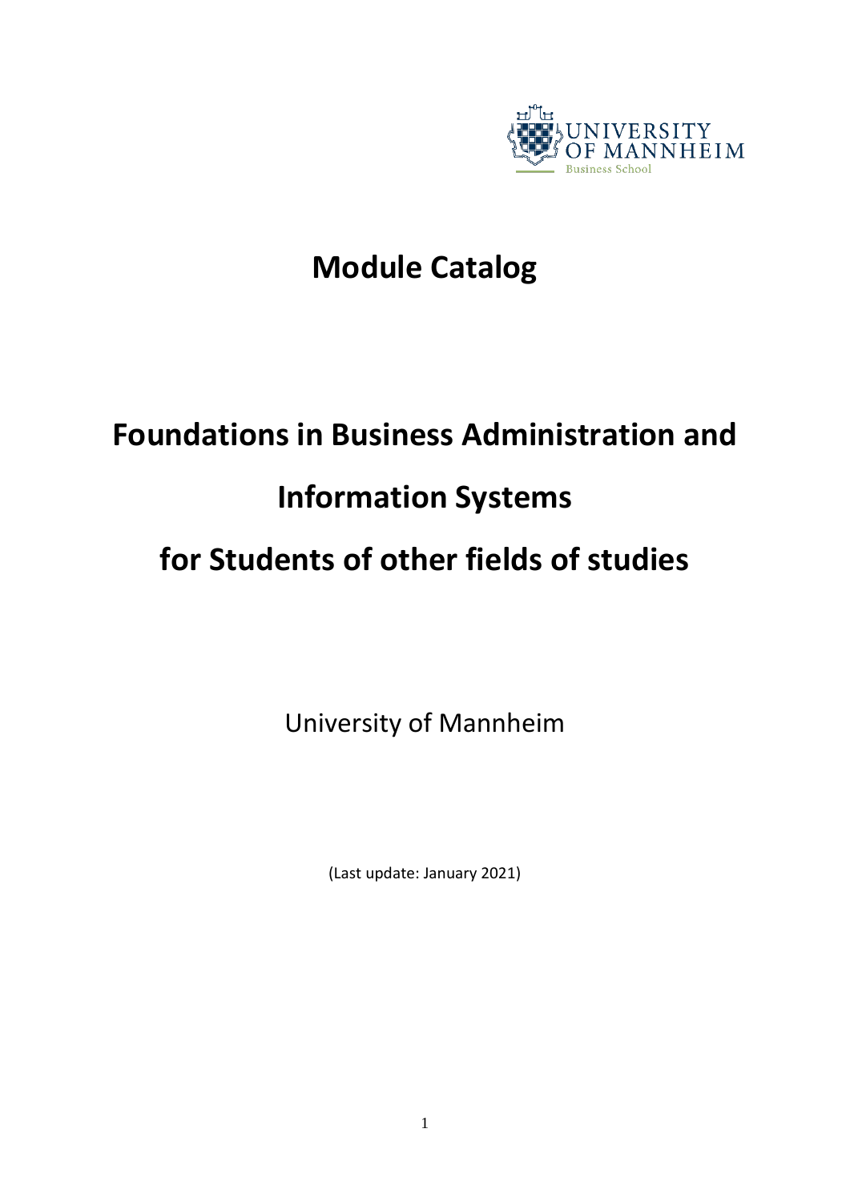UNIVERSITY OF MANNHEIM
Business School

# Module Catalog

# Foundations in Business Administration and Information Systems for Students of other fields of studies

University of Mannheim

(Last update: January 2021)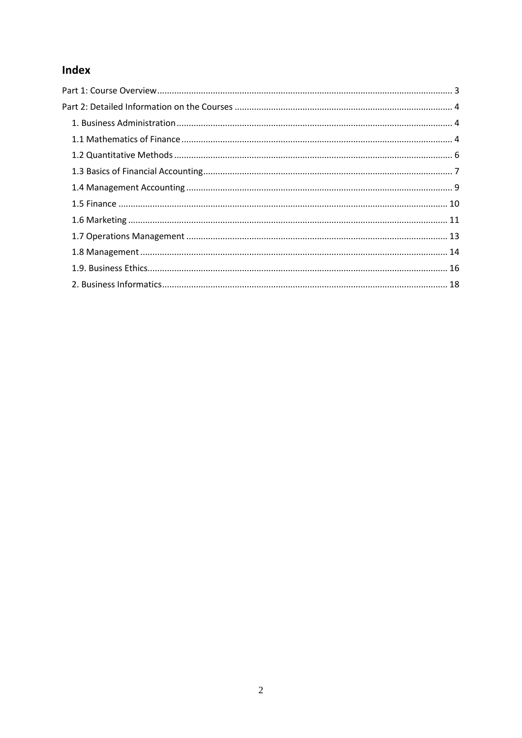## Index

Part 1: Course Overview ........ 3

Part 2: Detailed Information on the Courses ........ 4

- 1. Business Administration ........ 4
- 1.1 Mathematics of Finance ........ 4
- 1.2 Quantitative Methods ........ 6
- 1.3 Basics of Financial Accounting ........ 7
- 1.4 Management Accounting ........ 9
- 1.5 Finance ........ 10
- 1.6 Marketing ........ 11
- 1.7 Operations Management ........ 13
- 1.8 Management ........ 14
- 1.9. Business Ethics ........ 16
- 2. Business Informatics ........ 18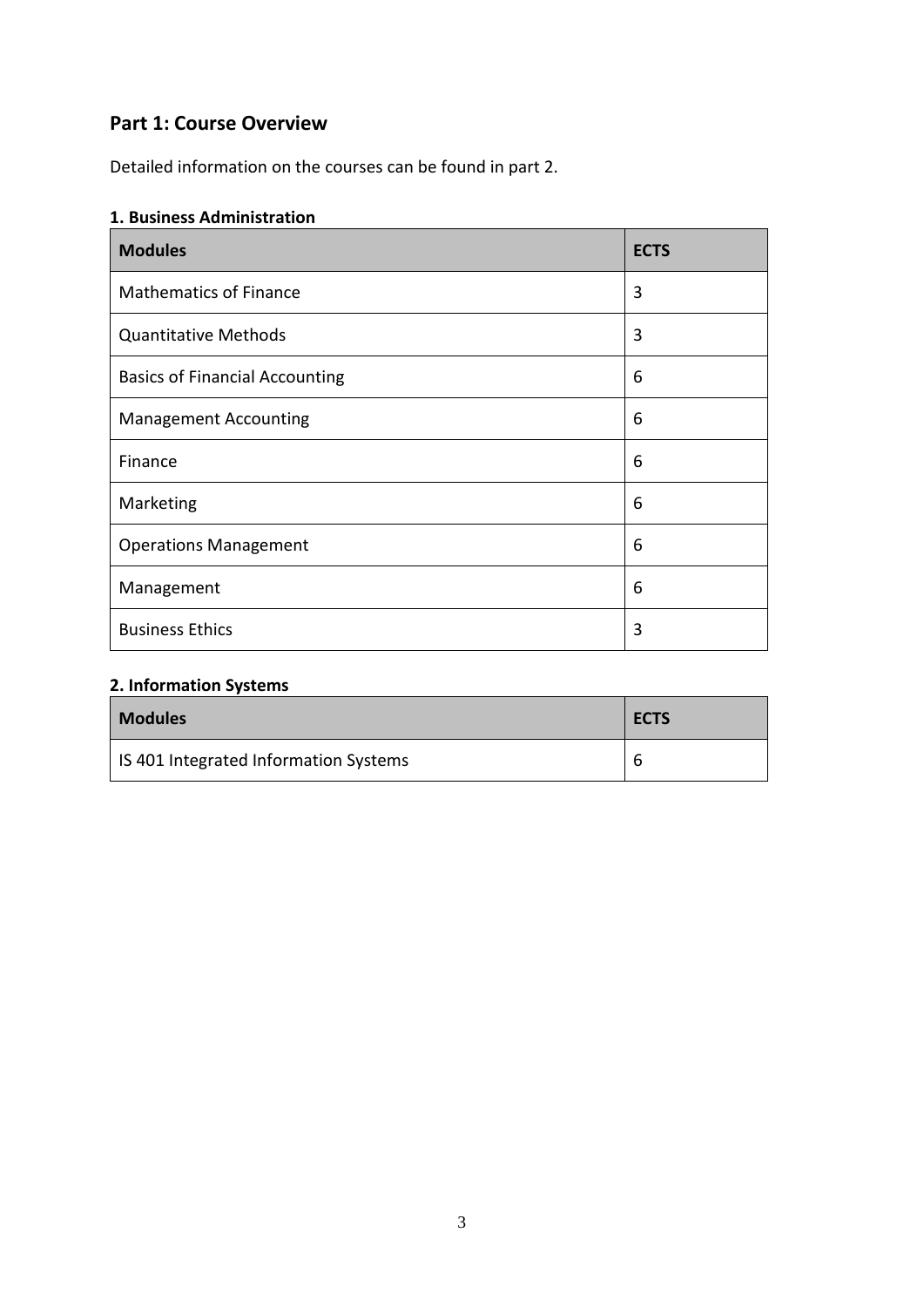## Part 1: Course Overview

Detailed information on the courses can be found in part 2.

### 1. Business Administration

| Modules | ECTS |
| --- | --- |
| Mathematics of Finance | 3 |
| Quantitative Methods | 3 |
| Basics of Financial Accounting | 6 |
| Management Accounting | 6 |
| Finance | 6 |
| Marketing | 6 |
| Operations Management | 6 |
| Management | 6 |
| Business Ethics | 3 |

### 2. Information Systems

| Modules | ECTS |
| --- | --- |
| IS 401 Integrated Information Systems | 6 |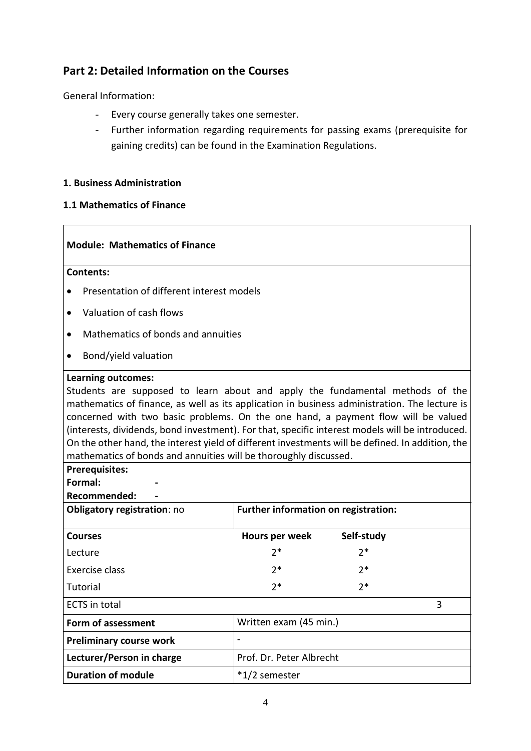## Part 2: Detailed Information on the Courses

General Information:

- Every course generally takes one semester.
- Further information regarding requirements for passing exams (prerequisite for gaining credits) can be found in the Examination Regulations.

### 1. Business Administration

#### 1.1 Mathematics of Finance

| **Module: Mathematics of Finance** | | | |
|---|---|---|---|
| **Contents:**<br>• Presentation of different interest models<br>• Valuation of cash flows<br>• Mathematics of bonds and annuities<br>• Bond/yield valuation | | | |
| **Learning outcomes:**<br>Students are supposed to learn about and apply the fundamental methods of the mathematics of finance, as well as its application in business administration. The lecture is concerned with two basic problems. On the one hand, a payment flow will be valued (interests, dividends, bond investment). For that, specific interest models will be introduced. On the other hand, the interest yield of different investments will be defined. In addition, the mathematics of bonds and annuities will be thoroughly discussed. | | | |
| **Prerequisites:**<br>**Formal:** -<br>**Recommended:** - | | | |
| **Obligatory registration**: no | **Further information on registration:** | | |
| **Courses** | **Hours per week** | **Self-study** | |
| Lecture | 2* | 2* | |
| Exercise class | 2* | 2* | |
| Tutorial | 2* | 2* | |
| ECTS in total | | | 3 |
| **Form of assessment** | Written exam (45 min.) | | |
| **Preliminary course work** | - | | |
| **Lecturer/Person in charge** | Prof. Dr. Peter Albrecht | | |
| **Duration of module** | *1/2 semester | | |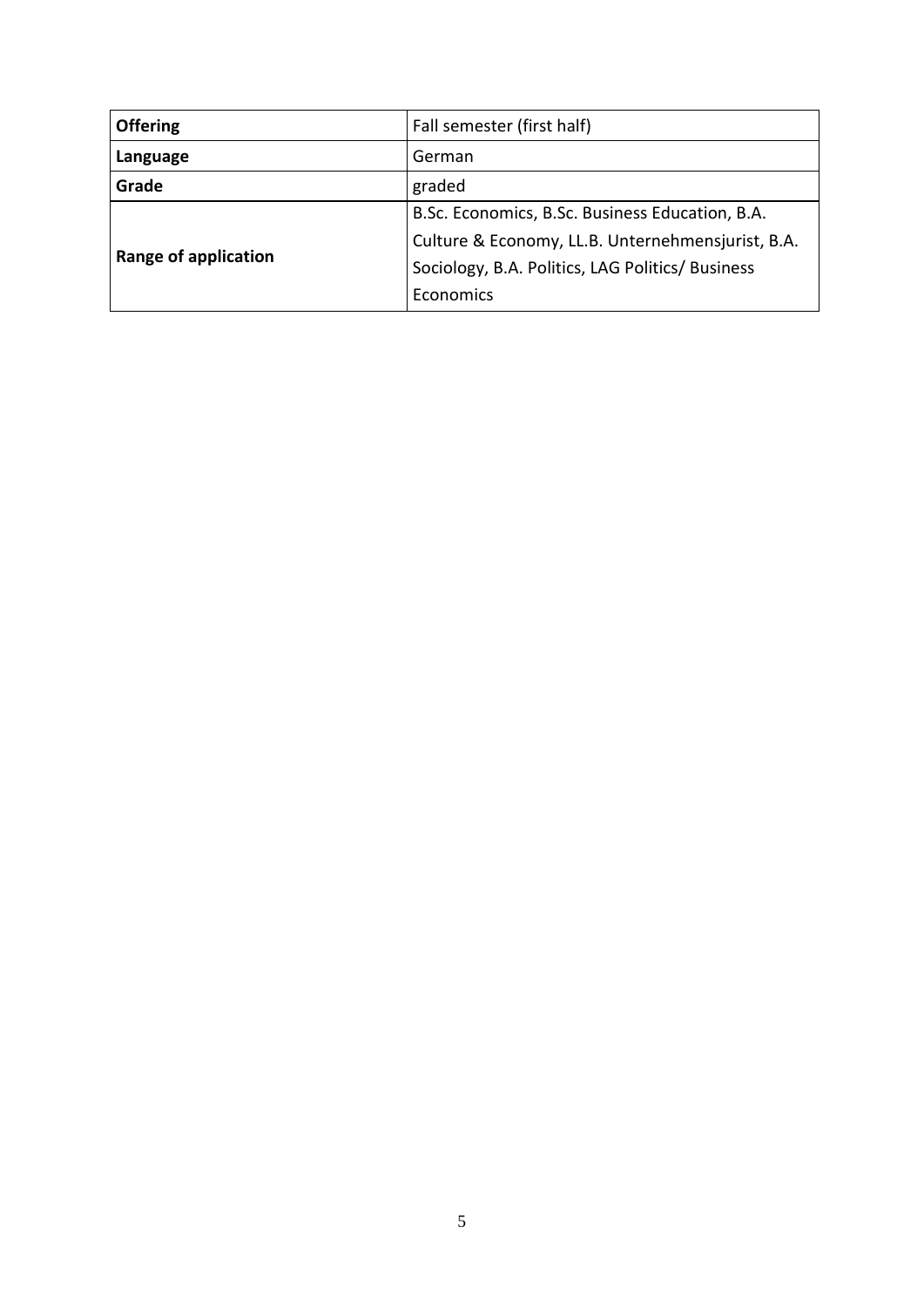| **Offering** | Fall semester (first half) |
| --- | --- |
| **Language** | German |
| **Grade** | graded |
| **Range of application** | B.Sc. Economics, B.Sc. Business Education, B.A. Culture & Economy, LL.B. Unternehmensjurist, B.A. Sociology, B.A. Politics, LAG Politics/ Business Economics |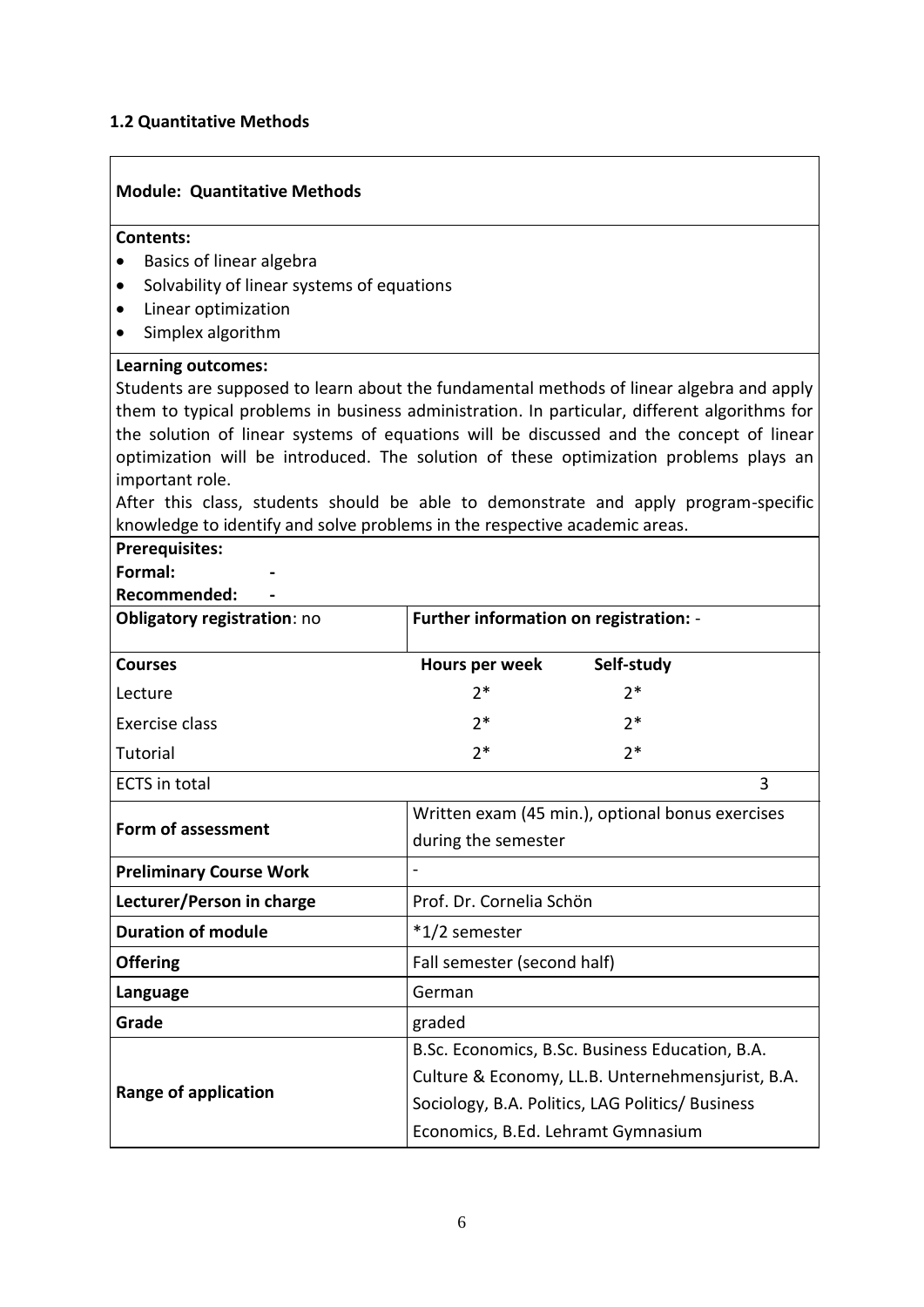### 1.2 Quantitative Methods

**Module: Quantitative Methods**

**Contents:**

- Basics of linear algebra
- Solvability of linear systems of equations
- Linear optimization
- Simplex algorithm

**Learning outcomes:**

Students are supposed to learn about the fundamental methods of linear algebra and apply them to typical problems in business administration. In particular, different algorithms for the solution of linear systems of equations will be discussed and the concept of linear optimization will be introduced. The solution of these optimization problems plays an important role.

After this class, students should be able to demonstrate and apply program-specific knowledge to identify and solve problems in the respective academic areas.

**Prerequisites:**

**Formal:** -

**Recommended:** -

| **Obligatory registration**: no | **Further information on registration:** - | |
|---|---|---|
| **Courses** | **Hours per week** | **Self-study** |
| Lecture | 2* | 2* |
| Exercise class | 2* | 2* |
| Tutorial | 2* | 2* |
| ECTS in total | | 3 |
| **Form of assessment** | Written exam (45 min.), optional bonus exercises during the semester | |
| **Preliminary Course Work** | - | |
| **Lecturer/Person in charge** | Prof. Dr. Cornelia Schön | |
| **Duration of module** | *1/2 semester | |
| **Offering** | Fall semester (second half) | |
| **Language** | German | |
| **Grade** | graded | |
| **Range of application** | B.Sc. Economics, B.Sc. Business Education, B.A. Culture & Economy, LL.B. Unternehmensjurist, B.A. Sociology, B.A. Politics, LAG Politics/ Business Economics, B.Ed. Lehramt Gymnasium | |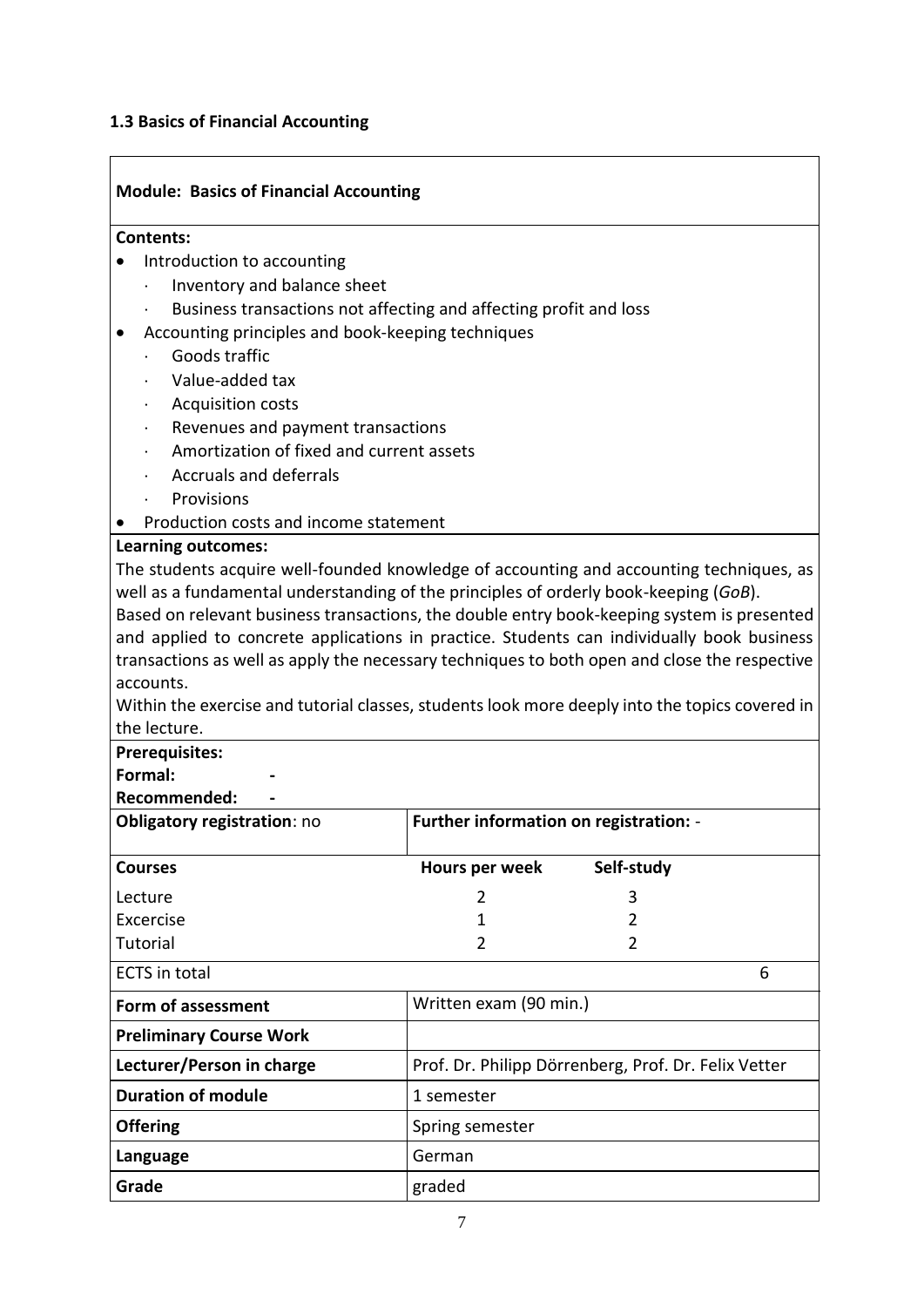### 1.3 Basics of Financial Accounting

**Module: Basics of Financial Accounting**

**Contents:**

- Introduction to accounting
  - Inventory and balance sheet
  - Business transactions not affecting and affecting profit and loss
- Accounting principles and book-keeping techniques
  - Goods traffic
  - Value-added tax
  - Acquisition costs
  - Revenues and payment transactions
  - Amortization of fixed and current assets
  - Accruals and deferrals
  - Provisions
- Production costs and income statement

**Learning outcomes:**

The students acquire well-founded knowledge of accounting and accounting techniques, as well as a fundamental understanding of the principles of orderly book-keeping (*GoB*).

Based on relevant business transactions, the double entry book-keeping system is presented and applied to concrete applications in practice. Students can individually book business transactions as well as apply the necessary techniques to both open and close the respective accounts.

Within the exercise and tutorial classes, students look more deeply into the topics covered in the lecture.

**Prerequisites:**

**Formal:** -

**Recommended:** -

| **Obligatory registration**: no | **Further information on registration:** - | |
|---|---|---|
| **Courses** | **Hours per week** | **Self-study** |
| Lecture | 2 | 3 |
| Excercise | 1 | 2 |
| Tutorial | 2 | 2 |
| ECTS in total | | 6 |
| **Form of assessment** | Written exam (90 min.) | |
| **Preliminary Course Work** | | |
| **Lecturer/Person in charge** | Prof. Dr. Philipp Dörrenberg, Prof. Dr. Felix Vetter | |
| **Duration of module** | 1 semester | |
| **Offering** | Spring semester | |
| **Language** | German | |
| **Grade** | graded | |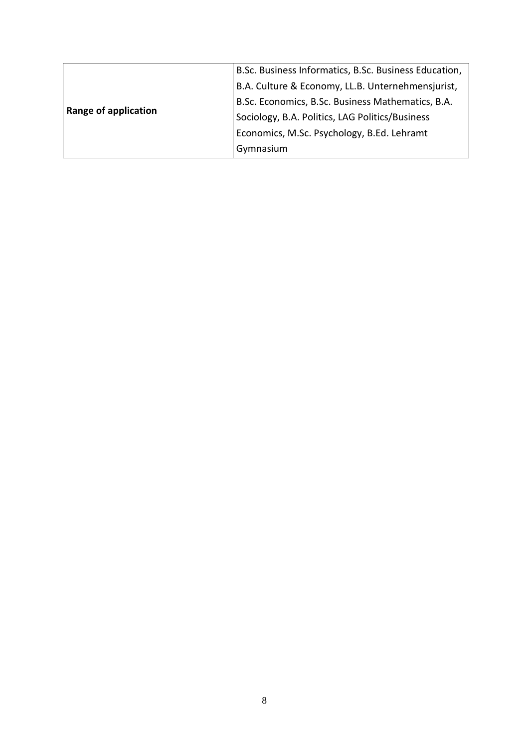| **Range of application** | B.Sc. Business Informatics, B.Sc. Business Education, B.A. Culture & Economy, LL.B. Unternehmensjurist, B.Sc. Economics, B.Sc. Business Mathematics, B.A. Sociology, B.A. Politics, LAG Politics/Business Economics, M.Sc. Psychology, B.Ed. Lehramt Gymnasium |
|---|---|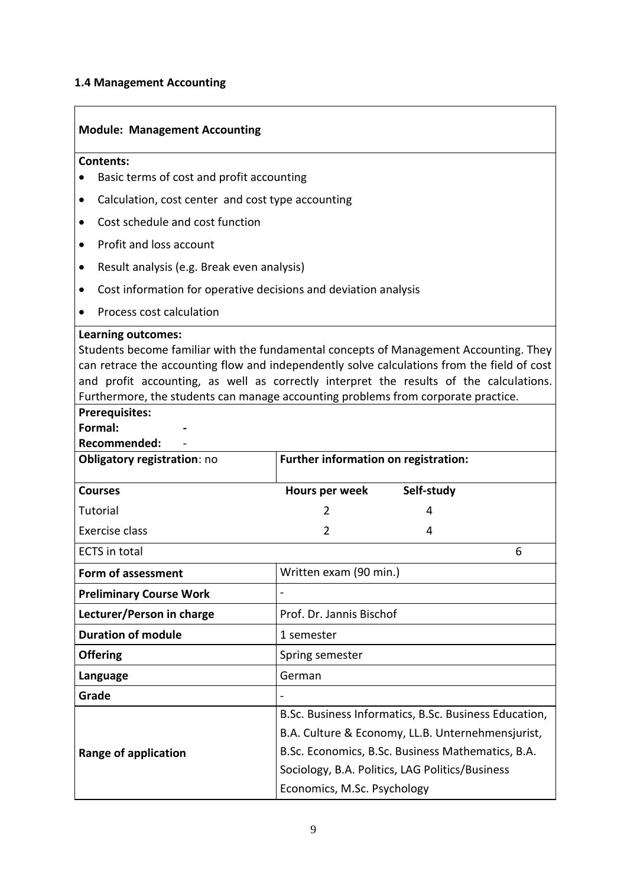### 1.4 Management Accounting

| **Module: Management Accounting** | | |
|---|---|---|
| **Contents:**<br>• Basic terms of cost and profit accounting<br>• Calculation, cost center and cost type accounting<br>• Cost schedule and cost function<br>• Profit and loss account<br>• Result analysis (e.g. Break even analysis)<br>• Cost information for operative decisions and deviation analysis<br>• Process cost calculation | | |
| **Learning outcomes:**<br>Students become familiar with the fundamental concepts of Management Accounting. They can retrace the accounting flow and independently solve calculations from the field of cost and profit accounting, as well as correctly interpret the results of the calculations. Furthermore, the students can manage accounting problems from corporate practice. | | |
| **Prerequisites:**<br>**Formal:** -<br>**Recommended:** - | | |
| **Obligatory registration**: no | **Further information on registration:** | |
| **Courses** | **Hours per week** | **Self-study** |
| Tutorial | 2 | 4 |
| Exercise class | 2 | 4 |
| ECTS in total | | 6 |
| **Form of assessment** | Written exam (90 min.) | |
| **Preliminary Course Work** | - | |
| **Lecturer/Person in charge** | Prof. Dr. Jannis Bischof | |
| **Duration of module** | 1 semester | |
| **Offering** | Spring semester | |
| **Language** | German | |
| **Grade** | - | |
| **Range of application** | B.Sc. Business Informatics, B.Sc. Business Education, B.A. Culture & Economy, LL.B. Unternehmensjurist, B.Sc. Economics, B.Sc. Business Mathematics, B.A. Sociology, B.A. Politics, LAG Politics/Business Economics, M.Sc. Psychology | |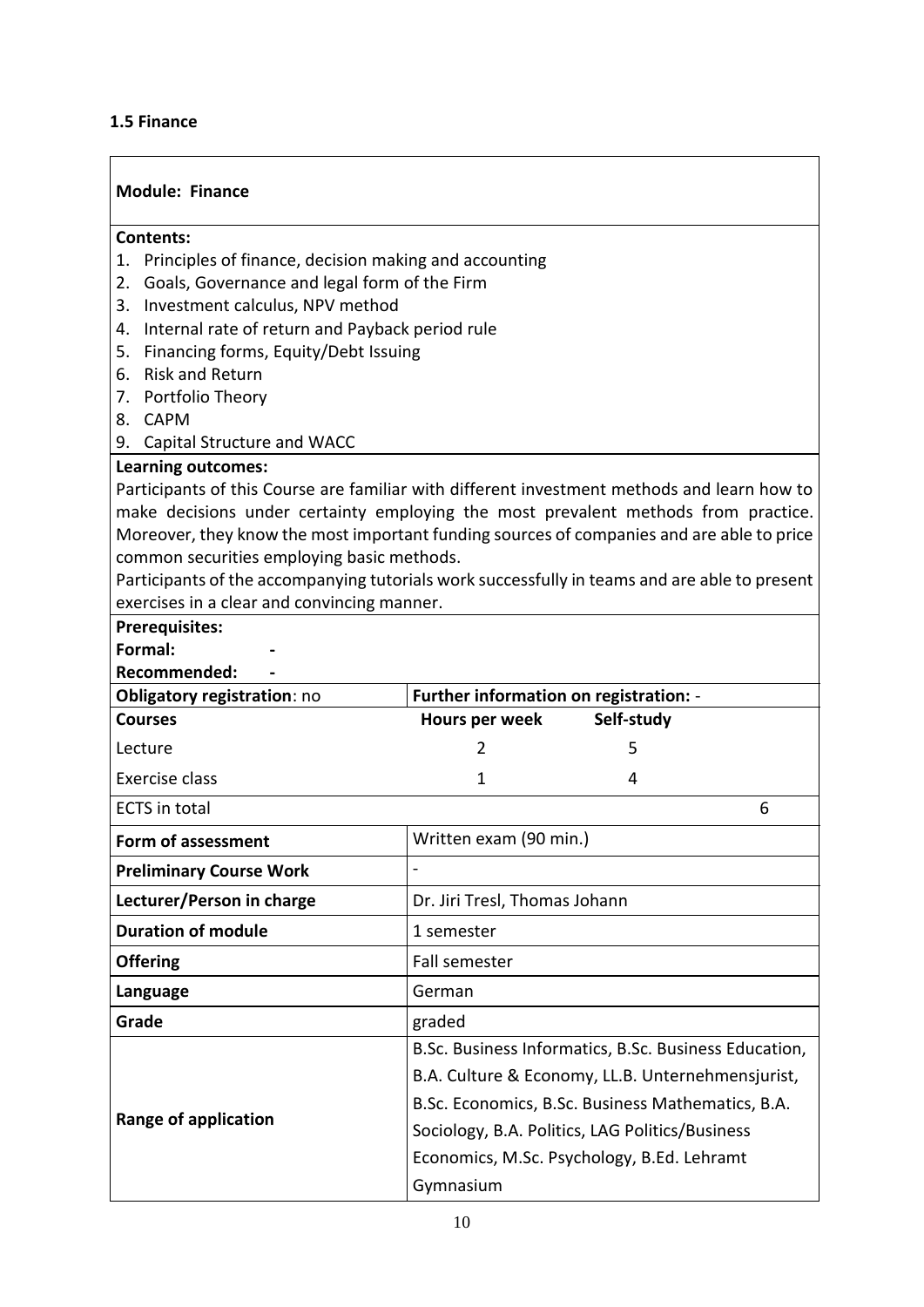### 1.5 Finance

| **Module: Finance** | | |
|---|---|---|
| **Contents:**<br>1. Principles of finance, decision making and accounting<br>2. Goals, Governance and legal form of the Firm<br>3. Investment calculus, NPV method<br>4. Internal rate of return and Payback period rule<br>5. Financing forms, Equity/Debt Issuing<br>6. Risk and Return<br>7. Portfolio Theory<br>8. CAPM<br>9. Capital Structure and WACC | | |
| **Learning outcomes:**<br>Participants of this Course are familiar with different investment methods and learn how to make decisions under certainty employing the most prevalent methods from practice. Moreover, they know the most important funding sources of companies and are able to price common securities employing basic methods.<br>Participants of the accompanying tutorials work successfully in teams and are able to present exercises in a clear and convincing manner. | | |
| **Prerequisites:**<br>**Formal:** -<br>**Recommended:** - | | |
| **Obligatory registration**: no | **Further information on registration:** - | |
| **Courses** | **Hours per week** | **Self-study** |
| Lecture | 2 | 5 |
| Exercise class | 1 | 4 |
| ECTS in total | | 6 |
| **Form of assessment** | Written exam (90 min.) | |
| **Preliminary Course Work** | - | |
| **Lecturer/Person in charge** | Dr. Jiri Tresl, Thomas Johann | |
| **Duration of module** | 1 semester | |
| **Offering** | Fall semester | |
| **Language** | German | |
| **Grade** | graded | |
| **Range of application** | B.Sc. Business Informatics, B.Sc. Business Education, B.A. Culture & Economy, LL.B. Unternehmensjurist, B.Sc. Economics, B.Sc. Business Mathematics, B.A. Sociology, B.A. Politics, LAG Politics/Business Economics, M.Sc. Psychology, B.Ed. Lehramt Gymnasium | |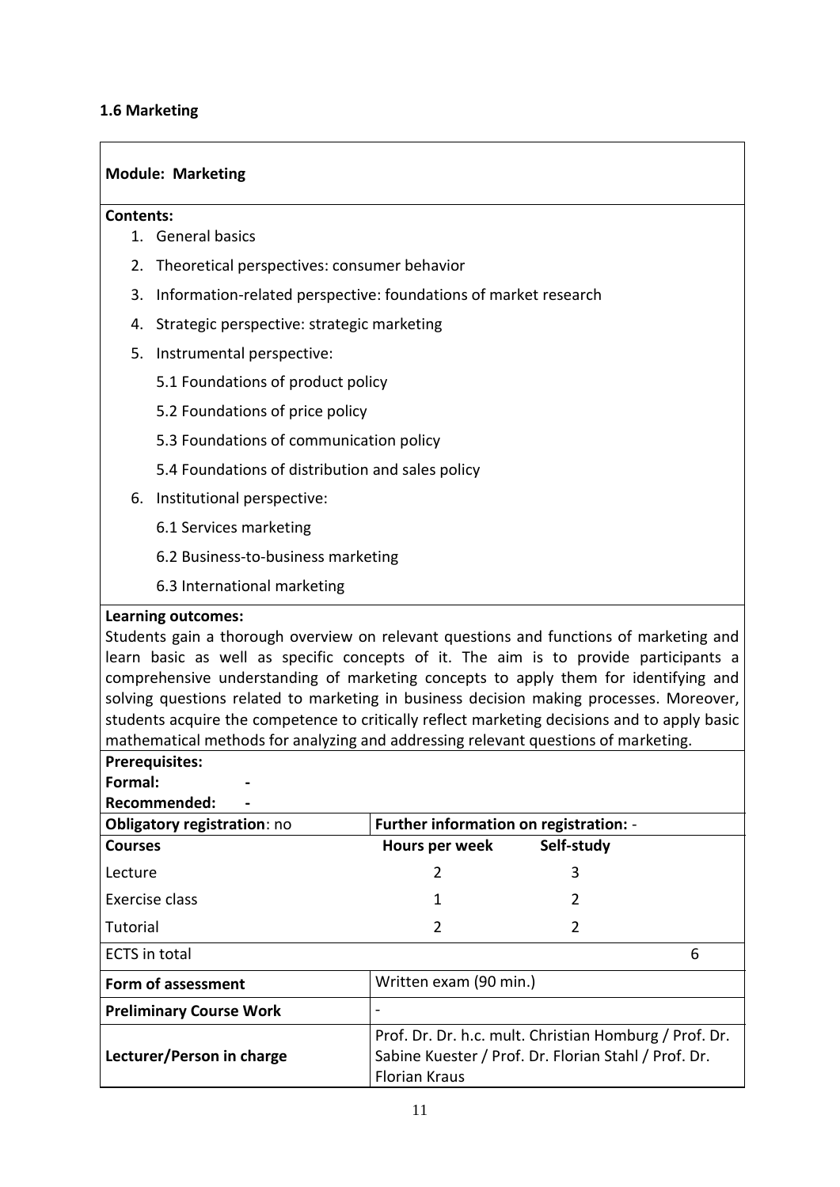### 1.6 Marketing

| **Module: Marketing** | | |
|---|---|---|

**Contents:**

1. General basics
2. Theoretical perspectives: consumer behavior
3. Information-related perspective: foundations of market research
4. Strategic perspective: strategic marketing
5. Instrumental perspective:
   - 5.1 Foundations of product policy
   - 5.2 Foundations of price policy
   - 5.3 Foundations of communication policy
   - 5.4 Foundations of distribution and sales policy
6. Institutional perspective:
   - 6.1 Services marketing
   - 6.2 Business-to-business marketing
   - 6.3 International marketing

**Learning outcomes:**
Students gain a thorough overview on relevant questions and functions of marketing and learn basic as well as specific concepts of it. The aim is to provide participants a comprehensive understanding of marketing concepts to apply them for identifying and solving questions related to marketing in business decision making processes. Moreover, students acquire the competence to critically reflect marketing decisions and to apply basic mathematical methods for analyzing and addressing relevant questions of marketing.

**Prerequisites:**
**Formal:** -
**Recommended:** -

| **Obligatory registration**: no | **Further information on registration:** - | |
|---|---|---|
| **Courses** | **Hours per week** | **Self-study** |
| Lecture | 2 | 3 |
| Exercise class | 1 | 2 |
| Tutorial | 2 | 2 |
| ECTS in total | | 6 |
| **Form of assessment** | Written exam (90 min.) | |
| **Preliminary Course Work** | - | |
| **Lecturer/Person in charge** | Prof. Dr. Dr. h.c. mult. Christian Homburg / Prof. Dr. Sabine Kuester / Prof. Dr. Florian Stahl / Prof. Dr. Florian Kraus | |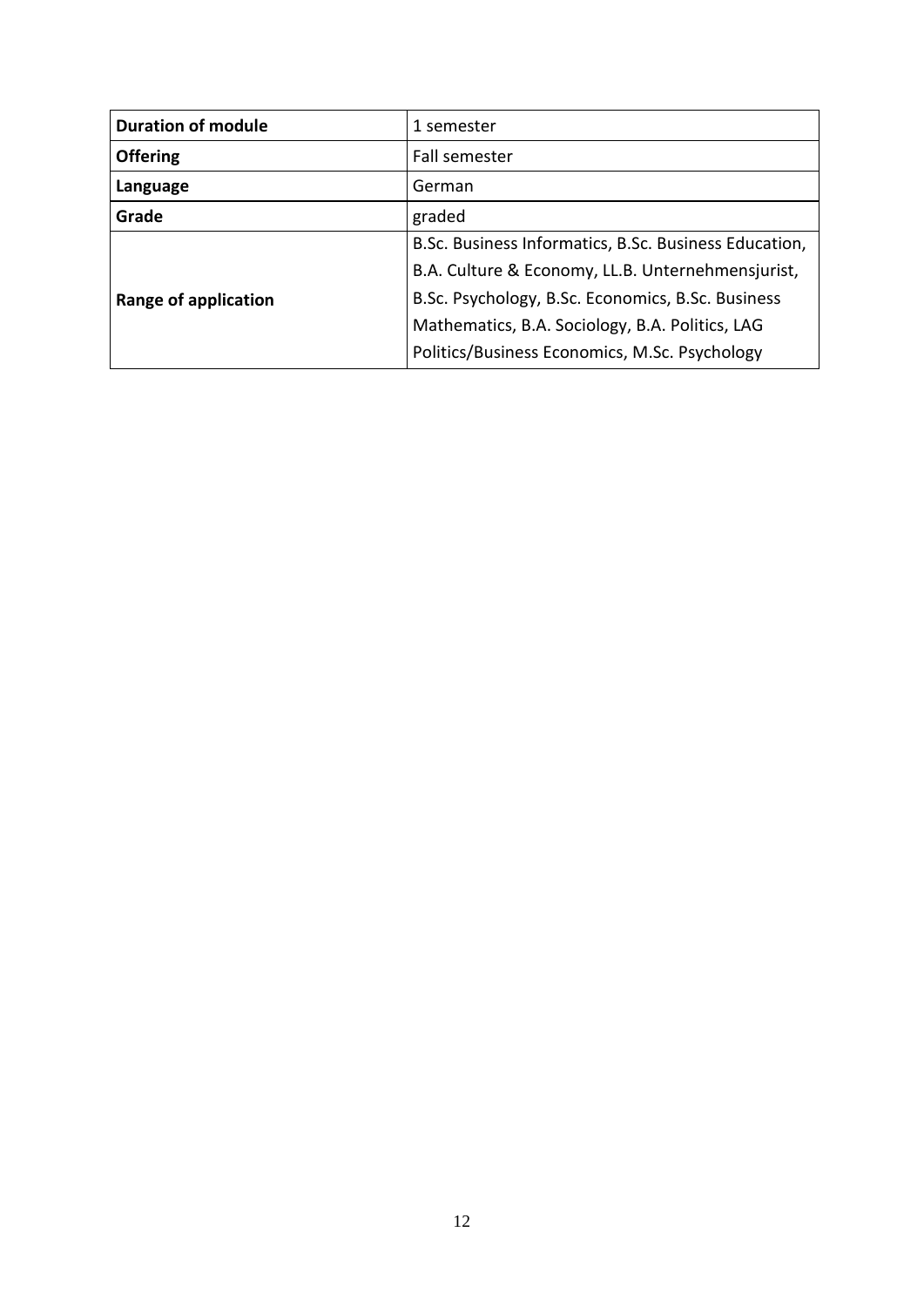| **Duration of module** | 1 semester |
| --- | --- |
| **Offering** | Fall semester |
| **Language** | German |
| **Grade** | graded |
| **Range of application** | B.Sc. Business Informatics, B.Sc. Business Education, B.A. Culture & Economy, LL.B. Unternehmensjurist, B.Sc. Psychology, B.Sc. Economics, B.Sc. Business Mathematics, B.A. Sociology, B.A. Politics, LAG Politics/Business Economics, M.Sc. Psychology |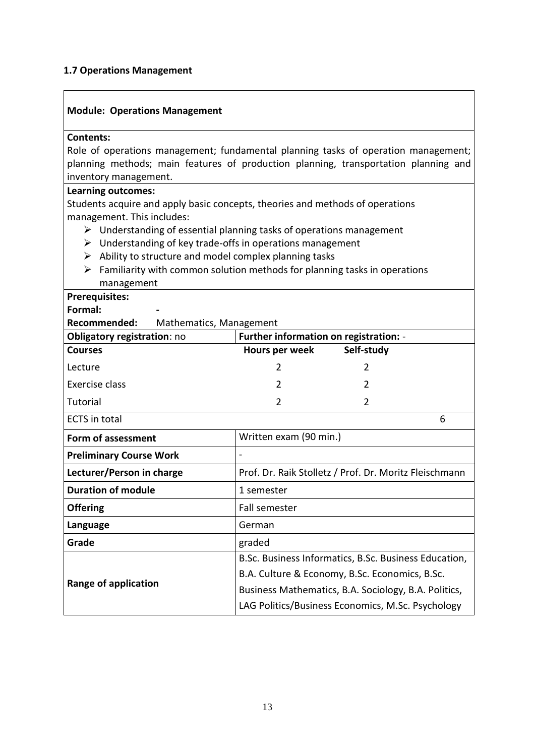### 1.7 Operations Management

| **Module: Operations Management** | | |
|---|---|---|
| **Contents:**<br>Role of operations management; fundamental planning tasks of operation management; planning methods; main features of production planning, transportation planning and inventory management. | | |
| **Learning outcomes:**<br>Students acquire and apply basic concepts, theories and methods of operations management. This includes:<br>➢ Understanding of essential planning tasks of operations management<br>➢ Understanding of key trade-offs in operations management<br>➢ Ability to structure and model complex planning tasks<br>➢ Familiarity with common solution methods for planning tasks in operations management | | |
| **Prerequisites:**<br>**Formal:** -<br>**Recommended:** Mathematics, Management | | |
| **Obligatory registration**: no | **Further information on registration:** - | |
| **Courses** | **Hours per week** | **Self-study** |
| Lecture | 2 | 2 |
| Exercise class | 2 | 2 |
| Tutorial | 2 | 2 |
| ECTS in total | | 6 |
| **Form of assessment** | Written exam (90 min.) | |
| **Preliminary Course Work** | - | |
| **Lecturer/Person in charge** | Prof. Dr. Raik Stolletz / Prof. Dr. Moritz Fleischmann | |
| **Duration of module** | 1 semester | |
| **Offering** | Fall semester | |
| **Language** | German | |
| **Grade** | graded | |
| **Range of application** | B.Sc. Business Informatics, B.Sc. Business Education, B.A. Culture & Economy, B.Sc. Economics, B.Sc. Business Mathematics, B.A. Sociology, B.A. Politics, LAG Politics/Business Economics, M.Sc. Psychology | |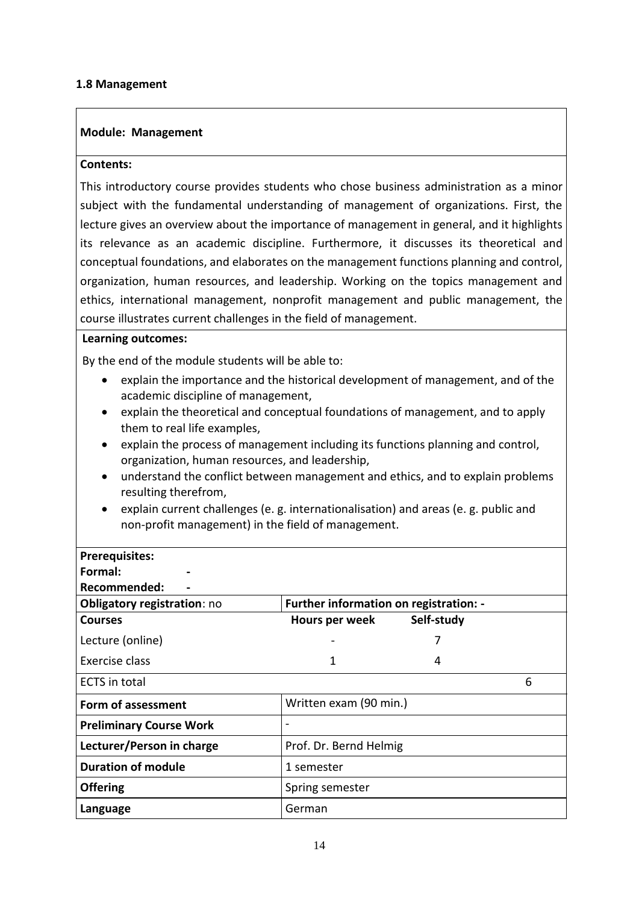### 1.8 Management

**Module: Management**

**Contents:**

This introductory course provides students who chose business administration as a minor subject with the fundamental understanding of management of organizations. First, the lecture gives an overview about the importance of management in general, and it highlights its relevance as an academic discipline. Furthermore, it discusses its theoretical and conceptual foundations, and elaborates on the management functions planning and control, organization, human resources, and leadership. Working on the topics management and ethics, international management, nonprofit management and public management, the course illustrates current challenges in the field of management.

**Learning outcomes:**

By the end of the module students will be able to:

- explain the importance and the historical development of management, and of the academic discipline of management,
- explain the theoretical and conceptual foundations of management, and to apply them to real life examples,
- explain the process of management including its functions planning and control, organization, human resources, and leadership,
- understand the conflict between management and ethics, and to explain problems resulting therefrom,
- explain current challenges (e. g. internationalisation) and areas (e. g. public and non-profit management) in the field of management.

**Prerequisites:**
**Formal:** -
**Recommended:** -

| **Obligatory registration**: no | **Further information on registration: -** | | |
|---|---|---|---|
| **Courses** | **Hours per week** | **Self-study** | |
| Lecture (online) | - | 7 | |
| Exercise class | 1 | 4 | |
| ECTS in total | | | 6 |
| **Form of assessment** | Written exam (90 min.) | | |
| **Preliminary Course Work** | - | | |
| **Lecturer/Person in charge** | Prof. Dr. Bernd Helmig | | |
| **Duration of module** | 1 semester | | |
| **Offering** | Spring semester | | |
| **Language** | German | | |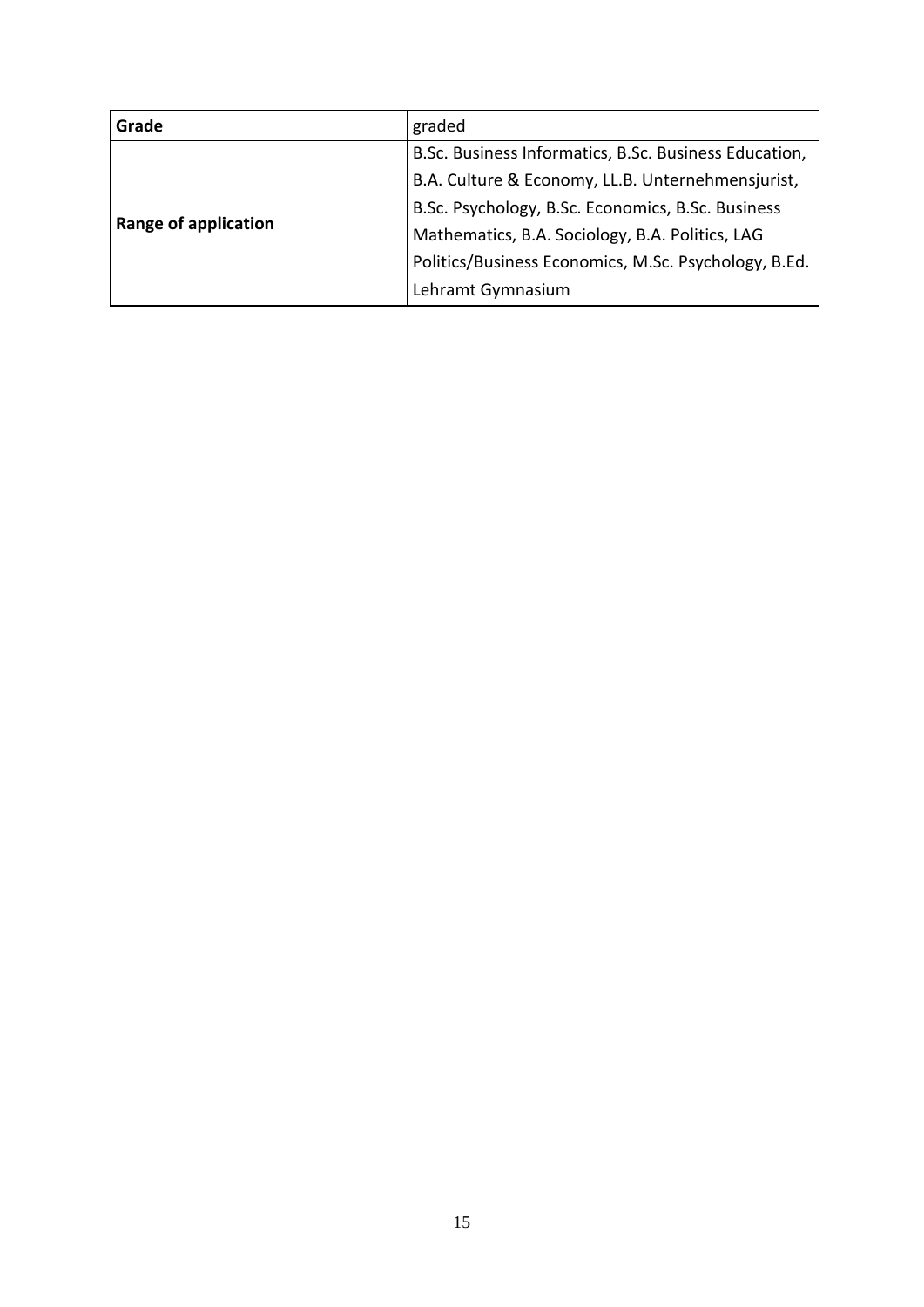| **Grade** | graded |
| --- | --- |
| **Range of application** | B.Sc. Business Informatics, B.Sc. Business Education, B.A. Culture & Economy, LL.B. Unternehmensjurist, B.Sc. Psychology, B.Sc. Economics, B.Sc. Business Mathematics, B.A. Sociology, B.A. Politics, LAG Politics/Business Economics, M.Sc. Psychology, B.Ed. Lehramt Gymnasium |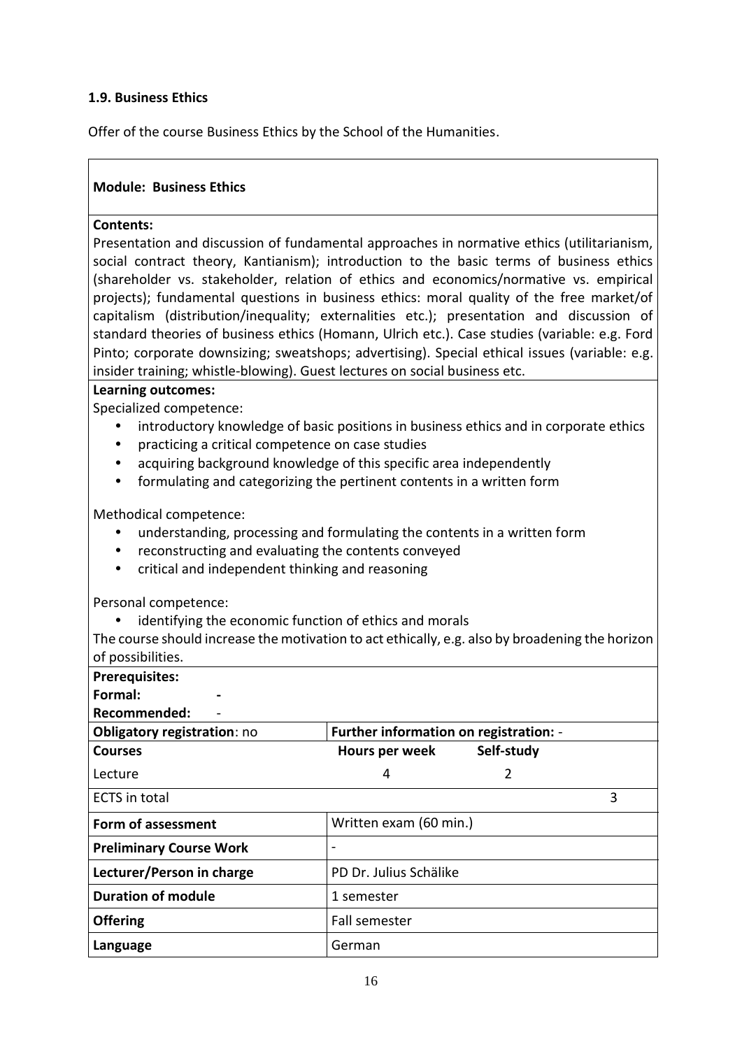### 1.9. Business Ethics

Offer of the course Business Ethics by the School of the Humanities.

**Module: Business Ethics**

**Contents:**

Presentation and discussion of fundamental approaches in normative ethics (utilitarianism, social contract theory, Kantianism); introduction to the basic terms of business ethics (shareholder vs. stakeholder, relation of ethics and economics/normative vs. empirical projects); fundamental questions in business ethics: moral quality of the free market/of capitalism (distribution/inequality; externalities etc.); presentation and discussion of standard theories of business ethics (Homann, Ulrich etc.). Case studies (variable: e.g. Ford Pinto; corporate downsizing; sweatshops; advertising). Special ethical issues (variable: e.g. insider training; whistle-blowing). Guest lectures on social business etc.

**Learning outcomes:**

Specialized competence:

- introductory knowledge of basic positions in business ethics and in corporate ethics
- practicing a critical competence on case studies
- acquiring background knowledge of this specific area independently
- formulating and categorizing the pertinent contents in a written form

Methodical competence:

- understanding, processing and formulating the contents in a written form
- reconstructing and evaluating the contents conveyed
- critical and independent thinking and reasoning

Personal competence:

- identifying the economic function of ethics and morals

The course should increase the motivation to act ethically, e.g. also by broadening the horizon of possibilities.

**Prerequisites:**
**Formal:** -
**Recommended:** -

| **Obligatory registration**: no | **Further information on registration:** - | |
|---|---|---|
| **Courses** | **Hours per week** | **Self-study** |
| Lecture | 4 | 2 |
| ECTS in total | | 3 |
| **Form of assessment** | Written exam (60 min.) | |
| **Preliminary Course Work** | - | |
| **Lecturer/Person in charge** | PD Dr. Julius Schälike | |
| **Duration of module** | 1 semester | |
| **Offering** | Fall semester | |
| **Language** | German | |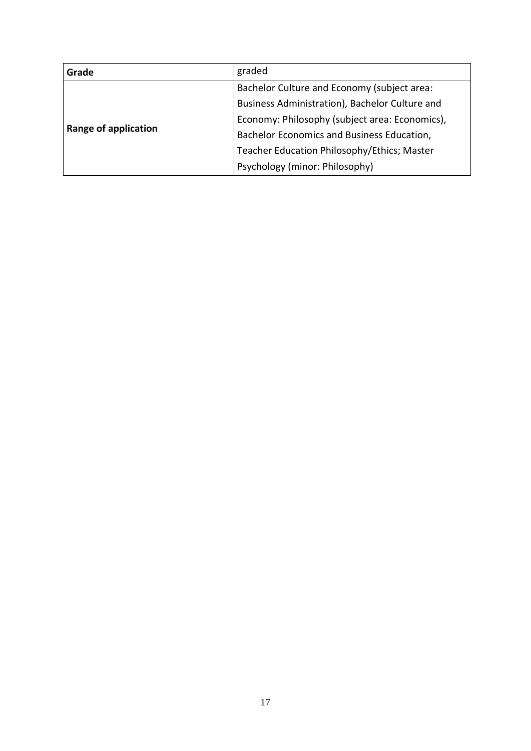| **Grade** | graded |
|---|---|
| **Range of application** | Bachelor Culture and Economy (subject area: Business Administration), Bachelor Culture and Economy: Philosophy (subject area: Economics), Bachelor Economics and Business Education, Teacher Education Philosophy/Ethics; Master Psychology (minor: Philosophy) |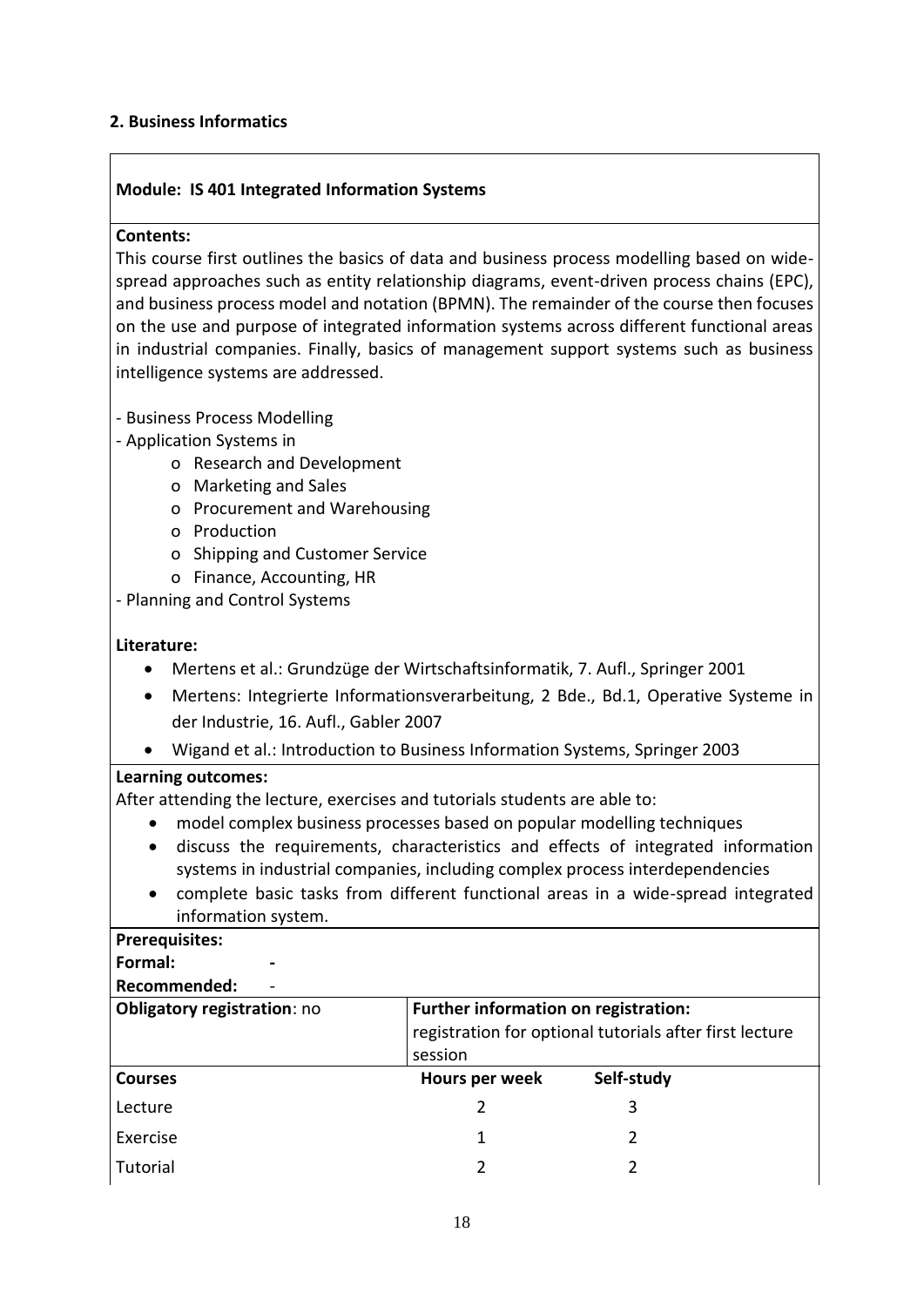## 2. Business Informatics

### Module: IS 401 Integrated Information Systems

**Contents:**

This course first outlines the basics of data and business process modelling based on wide-spread approaches such as entity relationship diagrams, event-driven process chains (EPC), and business process model and notation (BPMN). The remainder of the course then focuses on the use and purpose of integrated information systems across different functional areas in industrial companies. Finally, basics of management support systems such as business intelligence systems are addressed.

- Business Process Modelling
- Application Systems in
  - Research and Development
  - Marketing and Sales
  - Procurement and Warehousing
  - Production
  - Shipping and Customer Service
  - Finance, Accounting, HR
- Planning and Control Systems

**Literature:**

- Mertens et al.: Grundzüge der Wirtschaftsinformatik, 7. Aufl., Springer 2001
- Mertens: Integrierte Informationsverarbeitung, 2 Bde., Bd.1, Operative Systeme in der Industrie, 16. Aufl., Gabler 2007
- Wigand et al.: Introduction to Business Information Systems, Springer 2003

**Learning outcomes:**

After attending the lecture, exercises and tutorials students are able to:

- model complex business processes based on popular modelling techniques
- discuss the requirements, characteristics and effects of integrated information systems in industrial companies, including complex process interdependencies
- complete basic tasks from different functional areas in a wide-spread integrated information system.

**Prerequisites:**

**Formal:** -

**Recommended:** -

| **Obligatory registration**: no | **Further information on registration:** registration for optional tutorials after first lecture session | |
|---|---|---|
| **Courses** | **Hours per week** | **Self-study** |
| Lecture | 2 | 3 |
| Exercise | 1 | 2 |
| Tutorial | 2 | 2 |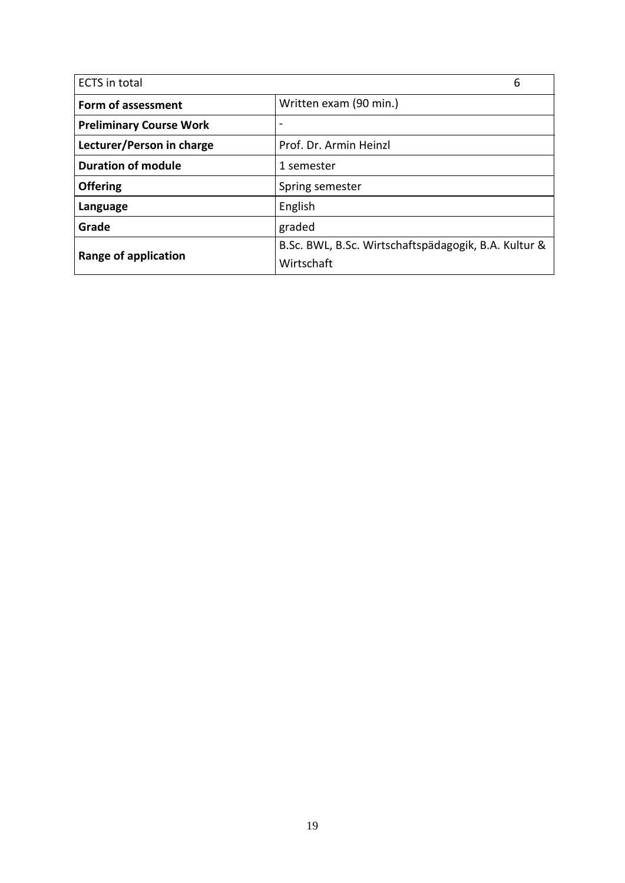| | |
|---|---|
| ECTS in total | 6 |
| **Form of assessment** | Written exam (90 min.) |
| **Preliminary Course Work** | - |
| **Lecturer/Person in charge** | Prof. Dr. Armin Heinzl |
| **Duration of module** | 1 semester |
| **Offering** | Spring semester |
| **Language** | English |
| **Grade** | graded |
| **Range of application** | B.Sc. BWL, B.Sc. Wirtschaftspädagogik, B.A. Kultur & Wirtschaft |